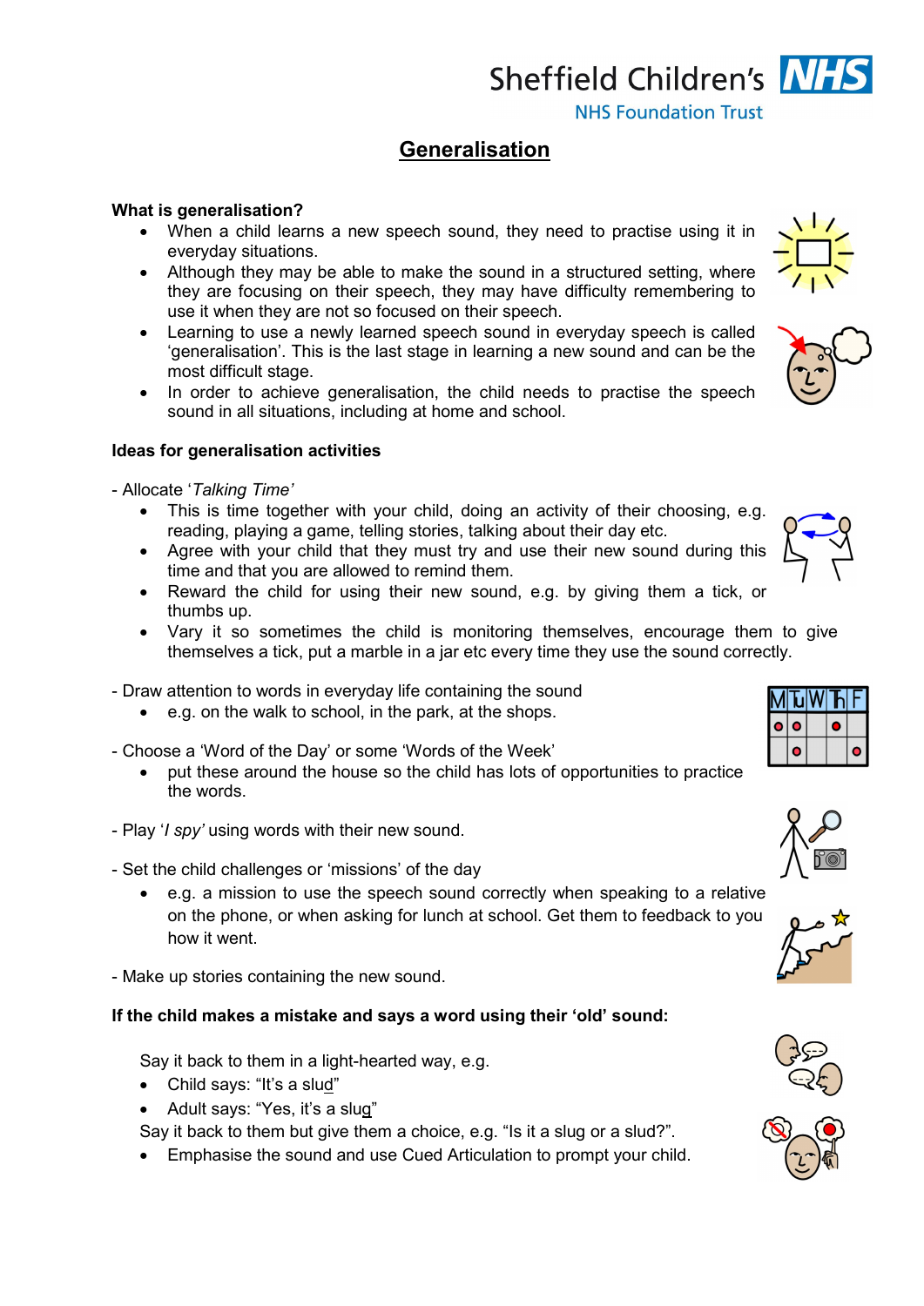Sheffield Children's NHS Foundation Trust

# Generalisation

**What is generalisation?**

- When a child learns a new speech sound, they need to practise using it in everyday situations.
- Although they may be able to make the sound in a structured setting, where they are focusing on their speech, they may have difficulty remembering to use it when they are not so focused on their speech.
- Learning to use a newly learned speech sound in everyday speech is called 'generalisation'. This is the last stage in learning a new sound and can be the most difficult stage.
- In order to achieve generalisation, the child needs to practise the speech sound in all situations, including at home and school.

**Ideas for generalisation activities**

- Allocate '*Talking Time'*

- This is time together with your child, doing an activity of their choosing, e.g. reading, playing a game, telling stories, talking about their day etc.
- Agree with your child that they must try and use their new sound during this time and that you are allowed to remind them.
- Reward the child for using their new sound, e.g. by giving them a tick, or thumbs up.
- Vary it so sometimes the child is monitoring themselves, encourage them to give themselves a tick, put a marble in a jar etc every time they use the sound correctly.

- Draw attention to words in everyday life containing the sound

- e.g. on the walk to school, in the park, at the shops.

- Choose a 'Word of the Day' or some 'Words of the Week'

- put these around the house so the child has lots of opportunities to practice the words.

- Play '*I spy'* using words with their new sound.

- Set the child challenges or 'missions' of the day

- e.g. a mission to use the speech sound correctly when speaking to a relative on the phone, or when asking for lunch at school. Get them to feedback to you how it went.

- Make up stories containing the new sound.

**If the child makes a mistake and says a word using their 'old' sound:**

Say it back to them in a light-hearted way, e.g.

- Child says: "It's a slud"
- Adult says: "Yes, it's a slug"

Say it back to them but give them a choice, e.g. "Is it a slug or a slud?".

- Emphasise the sound and use Cued Articulation to prompt your child.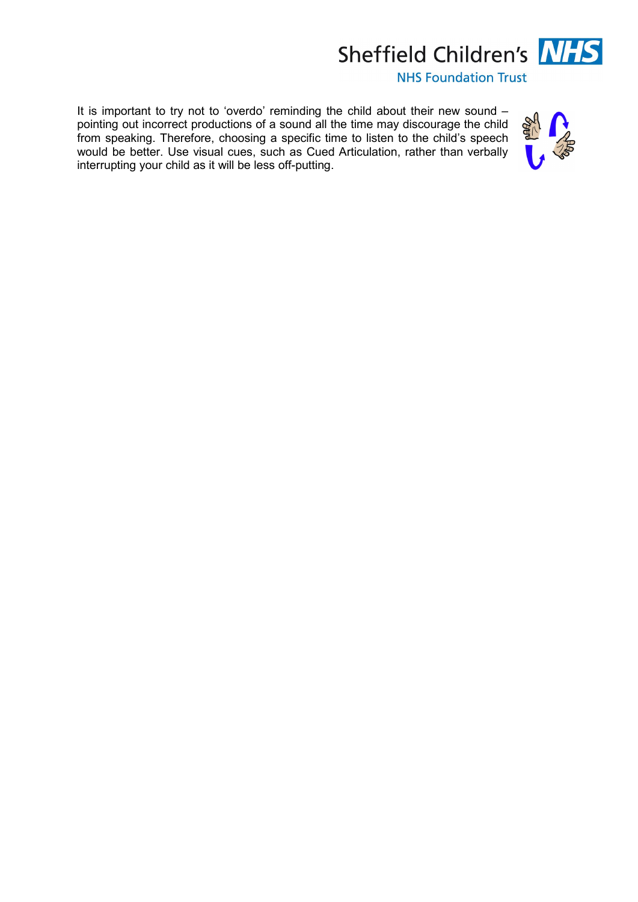It is important to try not to 'overdo' reminding the child about their new sound – pointing out incorrect productions of a sound all the time may discourage the child from speaking. Therefore, choosing a specific time to listen to the child's speech would be better. Use visual cues, such as Cued Articulation, rather than verbally interrupting your child as it will be less off-putting.